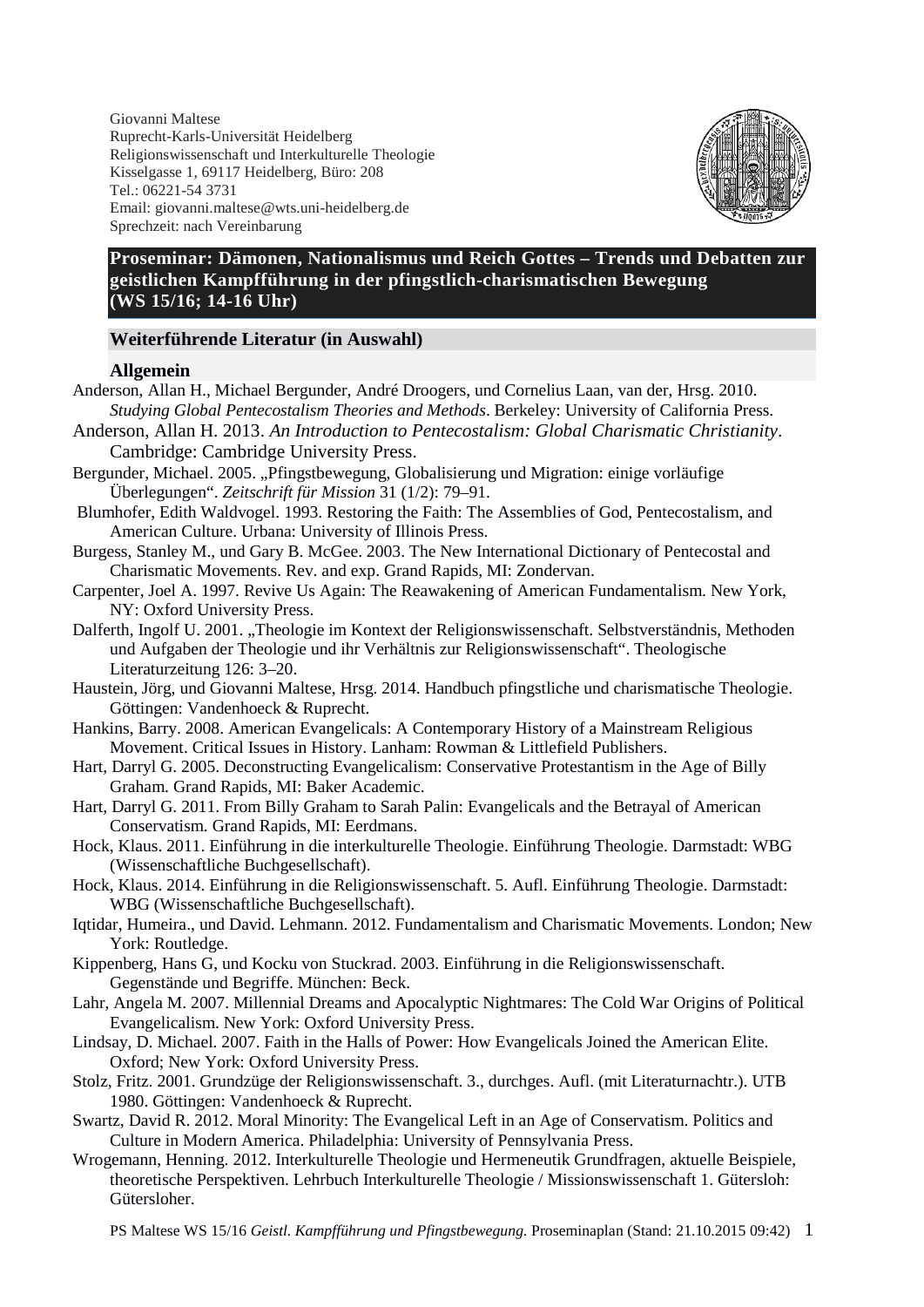Giovanni Maltese
Ruprecht-Karls-Universität Heidelberg
Religionswissenschaft und Interkulturelle Theologie
Kisselgasse 1, 69117 Heidelberg, Büro: 208
Tel.: 06221-54 3731
Email: giovanni.maltese@wts.uni-heidelberg.de
Sprechzeit: nach Vereinbarung

# Proseminar: Dämonen, Nationalismus und Reich Gottes – Trends und Debatten zur geistlichen Kampfführung in der pfingstlich-charismatischen Bewegung (WS 15/16; 14-16 Uhr)

## Weiterführende Literatur (in Auswahl)

### Allgemein

Anderson, Allan H., Michael Bergunder, André Droogers, und Cornelius Laan, van der, Hrsg. 2010. *Studying Global Pentecostalism Theories and Methods*. Berkeley: University of California Press.

Anderson, Allan H. 2013. *An Introduction to Pentecostalism: Global Charismatic Christianity*. Cambridge: Cambridge University Press.

Bergunder, Michael. 2005. „Pfingstbewegung, Globalisierung und Migration: einige vorläufige Überlegungen". *Zeitschrift für Mission* 31 (1/2): 79–91.

Blumhofer, Edith Waldvogel. 1993. Restoring the Faith: The Assemblies of God, Pentecostalism, and American Culture. Urbana: University of Illinois Press.

Burgess, Stanley M., und Gary B. McGee. 2003. The New International Dictionary of Pentecostal and Charismatic Movements. Rev. and exp. Grand Rapids, MI: Zondervan.

Carpenter, Joel A. 1997. Revive Us Again: The Reawakening of American Fundamentalism. New York, NY: Oxford University Press.

Dalferth, Ingolf U. 2001. „Theologie im Kontext der Religionswissenschaft. Selbstverständnis, Methoden und Aufgaben der Theologie und ihr Verhältnis zur Religionswissenschaft". Theologische Literaturzeitung 126: 3–20.

Haustein, Jörg, und Giovanni Maltese, Hrsg. 2014. Handbuch pfingstliche und charismatische Theologie. Göttingen: Vandenhoeck & Ruprecht.

Hankins, Barry. 2008. American Evangelicals: A Contemporary History of a Mainstream Religious Movement. Critical Issues in History. Lanham: Rowman & Littlefield Publishers.

Hart, Darryl G. 2005. Deconstructing Evangelicalism: Conservative Protestantism in the Age of Billy Graham. Grand Rapids, MI: Baker Academic.

Hart, Darryl G. 2011. From Billy Graham to Sarah Palin: Evangelicals and the Betrayal of American Conservatism. Grand Rapids, MI: Eerdmans.

Hock, Klaus. 2011. Einführung in die interkulturelle Theologie. Einführung Theologie. Darmstadt: WBG (Wissenschaftliche Buchgesellschaft).

Hock, Klaus. 2014. Einführung in die Religionswissenschaft. 5. Aufl. Einführung Theologie. Darmstadt: WBG (Wissenschaftliche Buchgesellschaft).

Iqtidar, Humeira., und David. Lehmann. 2012. Fundamentalism and Charismatic Movements. London; New York: Routledge.

Kippenberg, Hans G, und Kocku von Stuckrad. 2003. Einführung in die Religionswissenschaft. Gegenstände und Begriffe. München: Beck.

Lahr, Angela M. 2007. Millennial Dreams and Apocalyptic Nightmares: The Cold War Origins of Political Evangelicalism. New York: Oxford University Press.

Lindsay, D. Michael. 2007. Faith in the Halls of Power: How Evangelicals Joined the American Elite. Oxford; New York: Oxford University Press.

Stolz, Fritz. 2001. Grundzüge der Religionswissenschaft. 3., durchges. Aufl. (mit Literaturnachtr.). UTB 1980. Göttingen: Vandenhoeck & Ruprecht.

Swartz, David R. 2012. Moral Minority: The Evangelical Left in an Age of Conservatism. Politics and Culture in Modern America. Philadelphia: University of Pennsylvania Press.

Wrogemann, Henning. 2012. Interkulturelle Theologie und Hermeneutik Grundfragen, aktuelle Beispiele, theoretische Perspektiven. Lehrbuch Interkulturelle Theologie / Missionswissenschaft 1. Gütersloh: Gütersloher.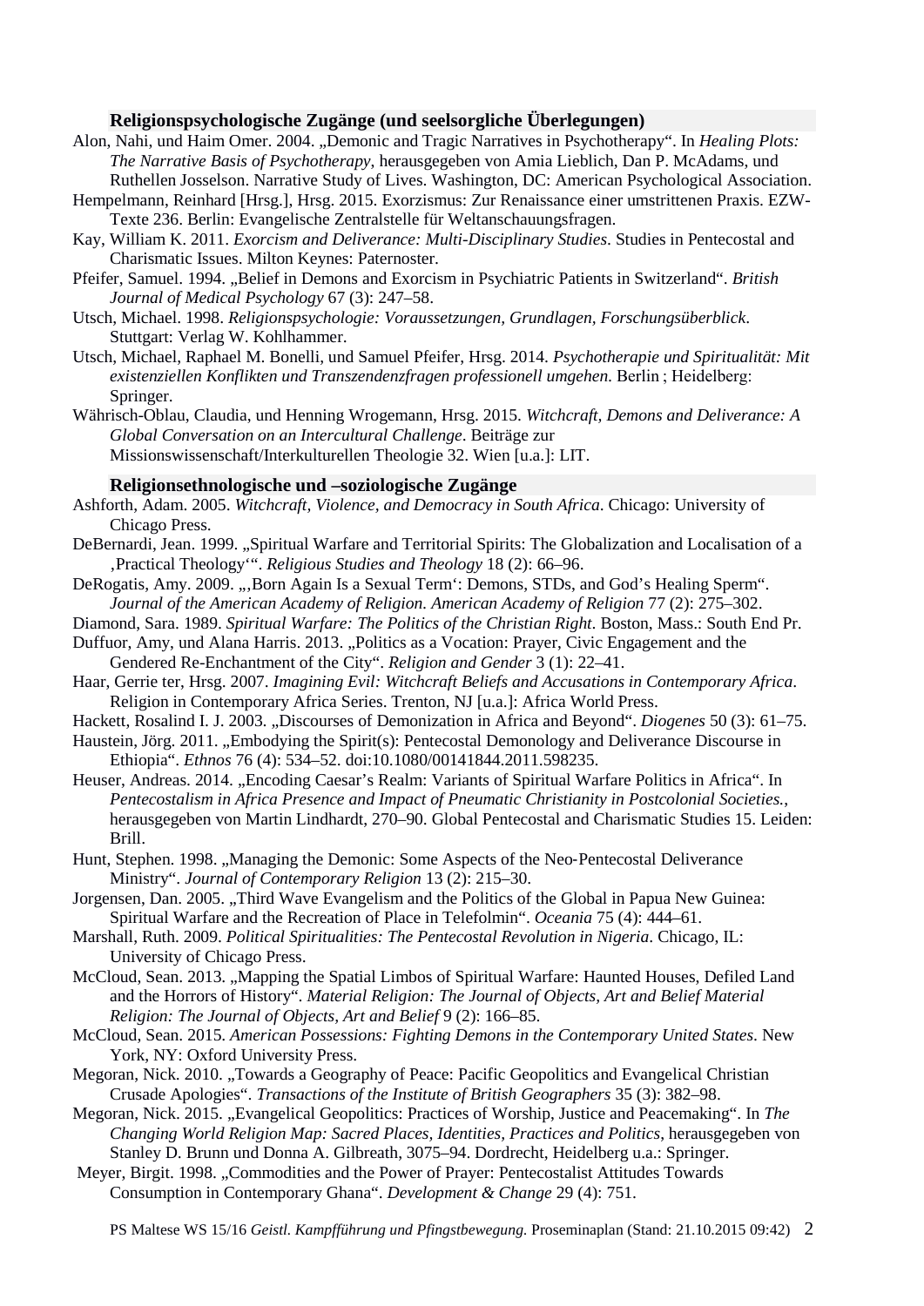### Religionspsychologische Zugänge (und seelsorgliche Überlegungen)

Alon, Nahi, und Haim Omer. 2004. „Demonic and Tragic Narratives in Psychotherapy". In *Healing Plots: The Narrative Basis of Psychotherapy*, herausgegeben von Amia Lieblich, Dan P. McAdams, und Ruthellen Josselson. Narrative Study of Lives. Washington, DC: American Psychological Association.

Hempelmann, Reinhard [Hrsg.], Hrsg. 2015. Exorzismus: Zur Renaissance einer umstrittenen Praxis. EZW-Texte 236. Berlin: Evangelische Zentralstelle für Weltanschauungsfragen.

Kay, William K. 2011. *Exorcism and Deliverance: Multi-Disciplinary Studies*. Studies in Pentecostal and Charismatic Issues. Milton Keynes: Paternoster.

Pfeifer, Samuel. 1994. „Belief in Demons and Exorcism in Psychiatric Patients in Switzerland". *British Journal of Medical Psychology* 67 (3): 247–58.

Utsch, Michael. 1998. *Religionspsychologie: Voraussetzungen, Grundlagen, Forschungsüberblick*. Stuttgart: Verlag W. Kohlhammer.

Utsch, Michael, Raphael M. Bonelli, und Samuel Pfeifer, Hrsg. 2014. *Psychotherapie und Spiritualität: Mit existenziellen Konflikten und Transzendenzfragen professionell umgehen*. Berlin ; Heidelberg: Springer.

Währisch-Oblau, Claudia, und Henning Wrogemann, Hrsg. 2015. *Witchcraft, Demons and Deliverance: A Global Conversation on an Intercultural Challenge*. Beiträge zur Missionswissenschaft/Interkulturellen Theologie 32. Wien [u.a.]: LIT.

### Religionsethnologische und –soziologische Zugänge

Ashforth, Adam. 2005. *Witchcraft, Violence, and Democracy in South Africa*. Chicago: University of Chicago Press.

DeBernardi, Jean. 1999. „Spiritual Warfare and Territorial Spirits: The Globalization and Localisation of a ‚Practical Theology'". *Religious Studies and Theology* 18 (2): 66–96.

DeRogatis, Amy. 2009. „‚Born Again Is a Sexual Term': Demons, STDs, and God's Healing Sperm". *Journal of the American Academy of Religion. American Academy of Religion* 77 (2): 275–302.

Diamond, Sara. 1989. *Spiritual Warfare: The Politics of the Christian Right*. Boston, Mass.: South End Pr.

Duffuor, Amy, und Alana Harris. 2013. „Politics as a Vocation: Prayer, Civic Engagement and the Gendered Re-Enchantment of the City". *Religion and Gender* 3 (1): 22–41.

Haar, Gerrie ter, Hrsg. 2007. *Imagining Evil: Witchcraft Beliefs and Accusations in Contemporary Africa*. Religion in Contemporary Africa Series. Trenton, NJ [u.a.]: Africa World Press.

Hackett, Rosalind I. J. 2003. „Discourses of Demonization in Africa and Beyond". *Diogenes* 50 (3): 61–75.

Haustein, Jörg. 2011. „Embodying the Spirit(s): Pentecostal Demonology and Deliverance Discourse in Ethiopia". *Ethnos* 76 (4): 534–52. doi:10.1080/00141844.2011.598235.

Heuser, Andreas. 2014. „Encoding Caesar's Realm: Variants of Spiritual Warfare Politics in Africa". In *Pentecostalism in Africa Presence and Impact of Pneumatic Christianity in Postcolonial Societies.*, herausgegeben von Martin Lindhardt, 270–90. Global Pentecostal and Charismatic Studies 15. Leiden: Brill.

Hunt, Stephen. 1998. „Managing the Demonic: Some Aspects of the Neo-Pentecostal Deliverance Ministry". *Journal of Contemporary Religion* 13 (2): 215–30.

Jorgensen, Dan. 2005. „Third Wave Evangelism and the Politics of the Global in Papua New Guinea: Spiritual Warfare and the Recreation of Place in Telefolmin". *Oceania* 75 (4): 444–61.

Marshall, Ruth. 2009. *Political Spiritualities: The Pentecostal Revolution in Nigeria*. Chicago, IL: University of Chicago Press.

McCloud, Sean. 2013. „Mapping the Spatial Limbos of Spiritual Warfare: Haunted Houses, Defiled Land and the Horrors of History". *Material Religion: The Journal of Objects, Art and Belief Material Religion: The Journal of Objects, Art and Belief* 9 (2): 166–85.

McCloud, Sean. 2015. *American Possessions: Fighting Demons in the Contemporary United States*. New York, NY: Oxford University Press.

Megoran, Nick. 2010. „Towards a Geography of Peace: Pacific Geopolitics and Evangelical Christian Crusade Apologies". *Transactions of the Institute of British Geographers* 35 (3): 382–98.

Megoran, Nick. 2015. „Evangelical Geopolitics: Practices of Worship, Justice and Peacemaking". In *The Changing World Religion Map: Sacred Places, Identities, Practices and Politics*, herausgegeben von Stanley D. Brunn und Donna A. Gilbreath, 3075–94. Dordrecht, Heidelberg u.a.: Springer.

Meyer, Birgit. 1998. „Commodities and the Power of Prayer: Pentecostalist Attitudes Towards Consumption in Contemporary Ghana". *Development & Change* 29 (4): 751.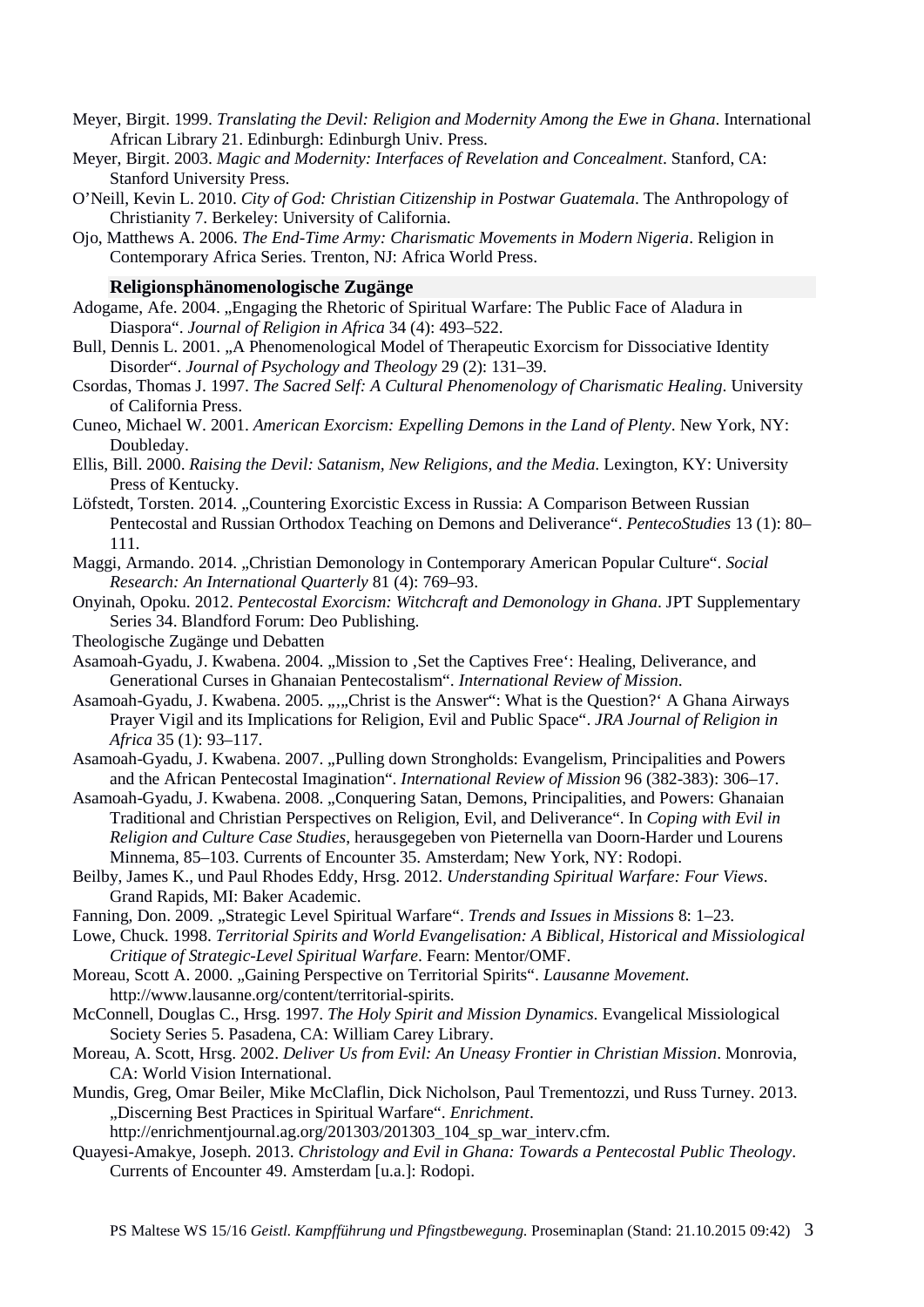Meyer, Birgit. 1999. *Translating the Devil: Religion and Modernity Among the Ewe in Ghana*. International African Library 21. Edinburgh: Edinburgh Univ. Press.

Meyer, Birgit. 2003. *Magic and Modernity: Interfaces of Revelation and Concealment*. Stanford, CA: Stanford University Press.

O'Neill, Kevin L. 2010. *City of God: Christian Citizenship in Postwar Guatemala*. The Anthropology of Christianity 7. Berkeley: University of California.

Ojo, Matthews A. 2006. *The End-Time Army: Charismatic Movements in Modern Nigeria*. Religion in Contemporary Africa Series. Trenton, NJ: Africa World Press.

### Religionsphänomenologische Zugänge

Adogame, Afe. 2004. „Engaging the Rhetoric of Spiritual Warfare: The Public Face of Aladura in Diaspora". *Journal of Religion in Africa* 34 (4): 493–522.

Bull, Dennis L. 2001. „A Phenomenological Model of Therapeutic Exorcism for Dissociative Identity Disorder". *Journal of Psychology and Theology* 29 (2): 131–39.

Csordas, Thomas J. 1997. *The Sacred Self: A Cultural Phenomenology of Charismatic Healing*. University of California Press.

Cuneo, Michael W. 2001. *American Exorcism: Expelling Demons in the Land of Plenty*. New York, NY: Doubleday.

Ellis, Bill. 2000. *Raising the Devil: Satanism, New Religions, and the Media*. Lexington, KY: University Press of Kentucky.

Löfstedt, Torsten. 2014. „Countering Exorcistic Excess in Russia: A Comparison Between Russian Pentecostal and Russian Orthodox Teaching on Demons and Deliverance". *PentecoStudies* 13 (1): 80–111.

Maggi, Armando. 2014. „Christian Demonology in Contemporary American Popular Culture". *Social Research: An International Quarterly* 81 (4): 769–93.

Onyinah, Opoku. 2012. *Pentecostal Exorcism: Witchcraft and Demonology in Ghana*. JPT Supplementary Series 34. Blandford Forum: Deo Publishing.

Theologische Zugänge und Debatten

Asamoah-Gyadu, J. Kwabena. 2004. „Mission to ‚Set the Captives Free': Healing, Deliverance, and Generational Curses in Ghanaian Pentecostalism". *International Review of Mission*.

Asamoah-Gyadu, J. Kwabena. 2005. „‚„Christ is the Answer": What is the Question?' A Ghana Airways Prayer Vigil and its Implications for Religion, Evil and Public Space". *JRA Journal of Religion in Africa* 35 (1): 93–117.

Asamoah-Gyadu, J. Kwabena. 2007. „Pulling down Strongholds: Evangelism, Principalities and Powers and the African Pentecostal Imagination". *International Review of Mission* 96 (382-383): 306–17.

Asamoah-Gyadu, J. Kwabena. 2008. „Conquering Satan, Demons, Principalities, and Powers: Ghanaian Traditional and Christian Perspectives on Religion, Evil, and Deliverance". In *Coping with Evil in Religion and Culture Case Studies*, herausgegeben von Pieternella van Doorn-Harder und Lourens Minnema, 85–103. Currents of Encounter 35. Amsterdam; New York, NY: Rodopi.

Beilby, James K., und Paul Rhodes Eddy, Hrsg. 2012. *Understanding Spiritual Warfare: Four Views*. Grand Rapids, MI: Baker Academic.

Fanning, Don. 2009. „Strategic Level Spiritual Warfare". *Trends and Issues in Missions* 8: 1–23.

Lowe, Chuck. 1998. *Territorial Spirits and World Evangelisation: A Biblical, Historical and Missiological Critique of Strategic-Level Spiritual Warfare*. Fearn: Mentor/OMF.

Moreau, Scott A. 2000. „Gaining Perspective on Territorial Spirits". *Lausanne Movement*. http://www.lausanne.org/content/territorial-spirits.

McConnell, Douglas C., Hrsg. 1997. *The Holy Spirit and Mission Dynamics*. Evangelical Missiological Society Series 5. Pasadena, CA: William Carey Library.

Moreau, A. Scott, Hrsg. 2002. *Deliver Us from Evil: An Uneasy Frontier in Christian Mission*. Monrovia, CA: World Vision International.

Mundis, Greg, Omar Beiler, Mike McClaflin, Dick Nicholson, Paul Trementozzi, und Russ Turney. 2013. „Discerning Best Practices in Spiritual Warfare". *Enrichment*. http://enrichmentjournal.ag.org/201303/201303_104_sp_war_interv.cfm.

Quayesi-Amakye, Joseph. 2013. *Christology and Evil in Ghana: Towards a Pentecostal Public Theology*. Currents of Encounter 49. Amsterdam [u.a.]: Rodopi.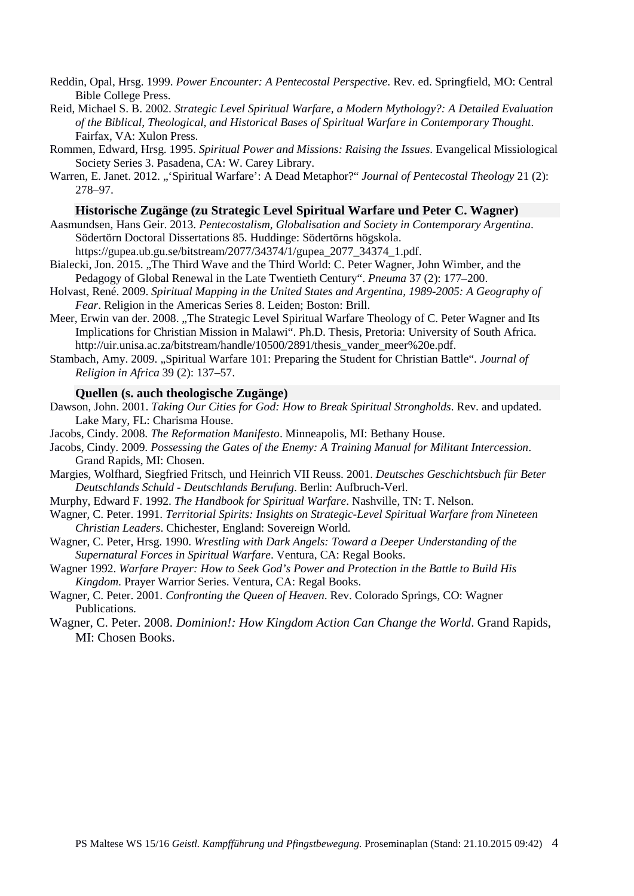Reddin, Opal, Hrsg. 1999. *Power Encounter: A Pentecostal Perspective*. Rev. ed. Springfield, MO: Central Bible College Press.

Reid, Michael S. B. 2002. *Strategic Level Spiritual Warfare, a Modern Mythology?: A Detailed Evaluation of the Biblical, Theological, and Historical Bases of Spiritual Warfare in Contemporary Thought*. Fairfax, VA: Xulon Press.

Rommen, Edward, Hrsg. 1995. *Spiritual Power and Missions: Raising the Issues*. Evangelical Missiological Society Series 3. Pasadena, CA: W. Carey Library.

Warren, E. Janet. 2012. „'Spiritual Warfare': A Dead Metaphor?" *Journal of Pentecostal Theology* 21 (2): 278–97.

### Historische Zugänge (zu Strategic Level Spiritual Warfare und Peter C. Wagner)

Aasmundsen, Hans Geir. 2013. *Pentecostalism, Globalisation and Society in Contemporary Argentina*. Södertörn Doctoral Dissertations 85. Huddinge: Södertörns högskola. https://gupea.ub.gu.se/bitstream/2077/34374/1/gupea_2077_34374_1.pdf.

Bialecki, Jon. 2015. „The Third Wave and the Third World: C. Peter Wagner, John Wimber, and the Pedagogy of Global Renewal in the Late Twentieth Century". *Pneuma* 37 (2): 177–200.

Holvast, René. 2009. *Spiritual Mapping in the United States and Argentina, 1989-2005: A Geography of Fear*. Religion in the Americas Series 8. Leiden; Boston: Brill.

Meer, Erwin van der. 2008. „The Strategic Level Spiritual Warfare Theology of C. Peter Wagner and Its Implications for Christian Mission in Malawi". Ph.D. Thesis, Pretoria: University of South Africa. http://uir.unisa.ac.za/bitstream/handle/10500/2891/thesis_vander_meer%20e.pdf.

Stambach, Amy. 2009. „Spiritual Warfare 101: Preparing the Student for Christian Battle". *Journal of Religion in Africa* 39 (2): 137–57.

### Quellen (s. auch theologische Zugänge)

Dawson, John. 2001. *Taking Our Cities for God: How to Break Spiritual Strongholds*. Rev. and updated. Lake Mary, FL: Charisma House.

Jacobs, Cindy. 2008. *The Reformation Manifesto*. Minneapolis, MI: Bethany House.

Jacobs, Cindy. 2009. *Possessing the Gates of the Enemy: A Training Manual for Militant Intercession*. Grand Rapids, MI: Chosen.

Margies, Wolfhard, Siegfried Fritsch, und Heinrich VII Reuss. 2001. *Deutsches Geschichtsbuch für Beter Deutschlands Schuld - Deutschlands Berufung*. Berlin: Aufbruch-Verl.

Murphy, Edward F. 1992. *The Handbook for Spiritual Warfare*. Nashville, TN: T. Nelson.

Wagner, C. Peter. 1991. *Territorial Spirits: Insights on Strategic-Level Spiritual Warfare from Nineteen Christian Leaders*. Chichester, England: Sovereign World.

Wagner, C. Peter, Hrsg. 1990. *Wrestling with Dark Angels: Toward a Deeper Understanding of the Supernatural Forces in Spiritual Warfare*. Ventura, CA: Regal Books.

Wagner 1992. *Warfare Prayer: How to Seek God's Power and Protection in the Battle to Build His Kingdom*. Prayer Warrior Series. Ventura, CA: Regal Books.

Wagner, C. Peter. 2001. *Confronting the Queen of Heaven*. Rev. Colorado Springs, CO: Wagner Publications.

Wagner, C. Peter. 2008. *Dominion!: How Kingdom Action Can Change the World*. Grand Rapids, MI: Chosen Books.